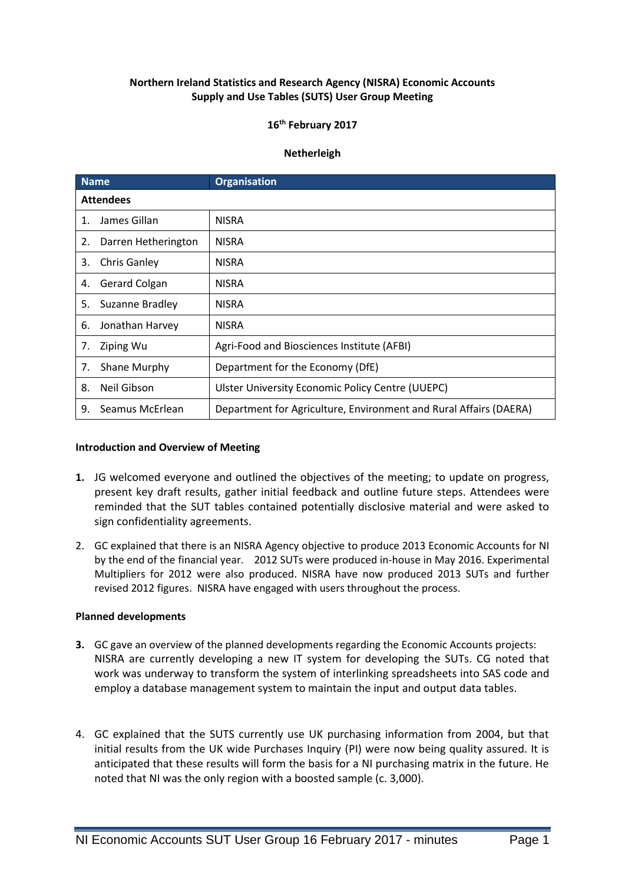**Northern Ireland Statistics and Research Agency (NISRA) Economic Accounts Supply and Use Tables (SUTS) User Group Meeting**

**16th February 2017**

**Netherleigh**

| Name | Organisation |
|---|---|
| **Attendees** | |
| 1. James Gillan | NISRA |
| 2. Darren Hetherington | NISRA |
| 3. Chris Ganley | NISRA |
| 4. Gerard Colgan | NISRA |
| 5. Suzanne Bradley | NISRA |
| 6. Jonathan Harvey | NISRA |
| 7. Ziping Wu | Agri-Food and Biosciences Institute (AFBI) |
| 7. Shane Murphy | Department for the Economy (DfE) |
| 8. Neil Gibson | Ulster University Economic Policy Centre (UUEPC) |
| 9. Seamus McErlean | Department for Agriculture, Environment and Rural Affairs (DAERA) |

**Introduction and Overview of Meeting**

**1.** JG welcomed everyone and outlined the objectives of the meeting; to update on progress, present key draft results, gather initial feedback and outline future steps. Attendees were reminded that the SUT tables contained potentially disclosive material and were asked to sign confidentiality agreements.

2. GC explained that there is an NISRA Agency objective to produce 2013 Economic Accounts for NI by the end of the financial year. 2012 SUTs were produced in-house in May 2016. Experimental Multipliers for 2012 were also produced. NISRA have now produced 2013 SUTs and further revised 2012 figures. NISRA have engaged with users throughout the process.

**Planned developments**

**3.** GC gave an overview of the planned developments regarding the Economic Accounts projects: NISRA are currently developing a new IT system for developing the SUTs. CG noted that work was underway to transform the system of interlinking spreadsheets into SAS code and employ a database management system to maintain the input and output data tables.

4. GC explained that the SUTS currently use UK purchasing information from 2004, but that initial results from the UK wide Purchases Inquiry (PI) were now being quality assured. It is anticipated that these results will form the basis for a NI purchasing matrix in the future. He noted that NI was the only region with a boosted sample (c. 3,000).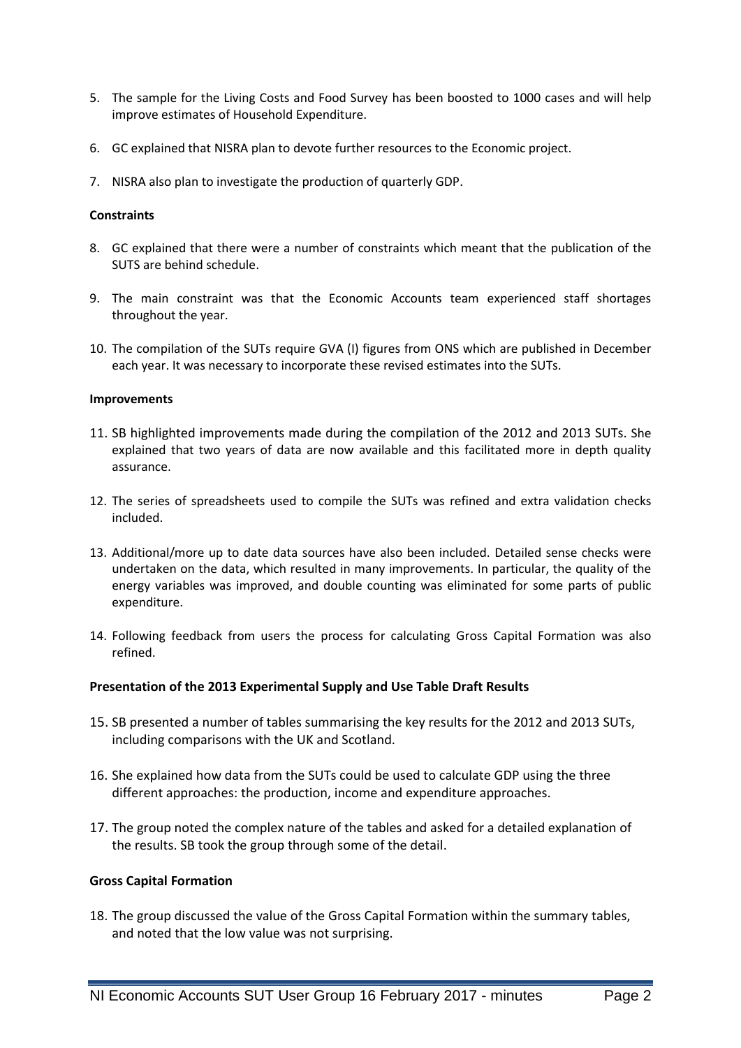5. The sample for the Living Costs and Food Survey has been boosted to 1000 cases and will help improve estimates of Household Expenditure.

6. GC explained that NISRA plan to devote further resources to the Economic project.

7. NISRA also plan to investigate the production of quarterly GDP.

**Constraints**

8. GC explained that there were a number of constraints which meant that the publication of the SUTS are behind schedule.

9. The main constraint was that the Economic Accounts team experienced staff shortages throughout the year.

10. The compilation of the SUTs require GVA (I) figures from ONS which are published in December each year. It was necessary to incorporate these revised estimates into the SUTs.

**Improvements**

11. SB highlighted improvements made during the compilation of the 2012 and 2013 SUTs. She explained that two years of data are now available and this facilitated more in depth quality assurance.

12. The series of spreadsheets used to compile the SUTs was refined and extra validation checks included.

13. Additional/more up to date data sources have also been included. Detailed sense checks were undertaken on the data, which resulted in many improvements. In particular, the quality of the energy variables was improved, and double counting was eliminated for some parts of public expenditure.

14. Following feedback from users the process for calculating Gross Capital Formation was also refined.

**Presentation of the 2013 Experimental Supply and Use Table Draft Results**

15. SB presented a number of tables summarising the key results for the 2012 and 2013 SUTs, including comparisons with the UK and Scotland.

16. She explained how data from the SUTs could be used to calculate GDP using the three different approaches: the production, income and expenditure approaches.

17. The group noted the complex nature of the tables and asked for a detailed explanation of the results. SB took the group through some of the detail.

**Gross Capital Formation**

18. The group discussed the value of the Gross Capital Formation within the summary tables, and noted that the low value was not surprising.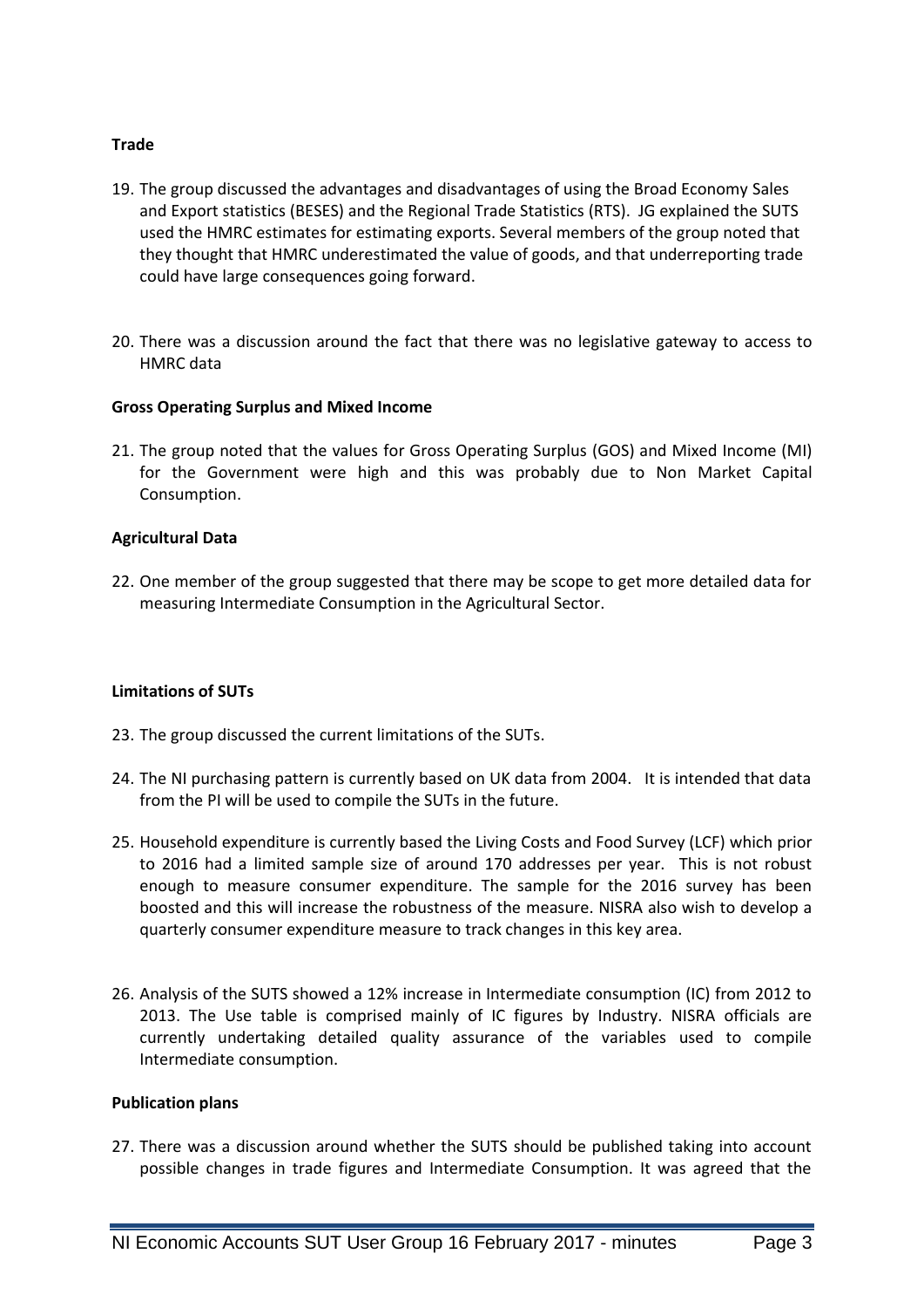**Trade**

19. The group discussed the advantages and disadvantages of using the Broad Economy Sales and Export statistics (BESES) and the Regional Trade Statistics (RTS). JG explained the SUTS used the HMRC estimates for estimating exports. Several members of the group noted that they thought that HMRC underestimated the value of goods, and that underreporting trade could have large consequences going forward.

20. There was a discussion around the fact that there was no legislative gateway to access to HMRC data

**Gross Operating Surplus and Mixed Income**

21. The group noted that the values for Gross Operating Surplus (GOS) and Mixed Income (MI) for the Government were high and this was probably due to Non Market Capital Consumption.

**Agricultural Data**

22. One member of the group suggested that there may be scope to get more detailed data for measuring Intermediate Consumption in the Agricultural Sector.

**Limitations of SUTs**

23. The group discussed the current limitations of the SUTs.

24. The NI purchasing pattern is currently based on UK data from 2004. It is intended that data from the PI will be used to compile the SUTs in the future.

25. Household expenditure is currently based the Living Costs and Food Survey (LCF) which prior to 2016 had a limited sample size of around 170 addresses per year. This is not robust enough to measure consumer expenditure. The sample for the 2016 survey has been boosted and this will increase the robustness of the measure. NISRA also wish to develop a quarterly consumer expenditure measure to track changes in this key area.

26. Analysis of the SUTS showed a 12% increase in Intermediate consumption (IC) from 2012 to 2013. The Use table is comprised mainly of IC figures by Industry. NISRA officials are currently undertaking detailed quality assurance of the variables used to compile Intermediate consumption.

**Publication plans**

27. There was a discussion around whether the SUTS should be published taking into account possible changes in trade figures and Intermediate Consumption. It was agreed that the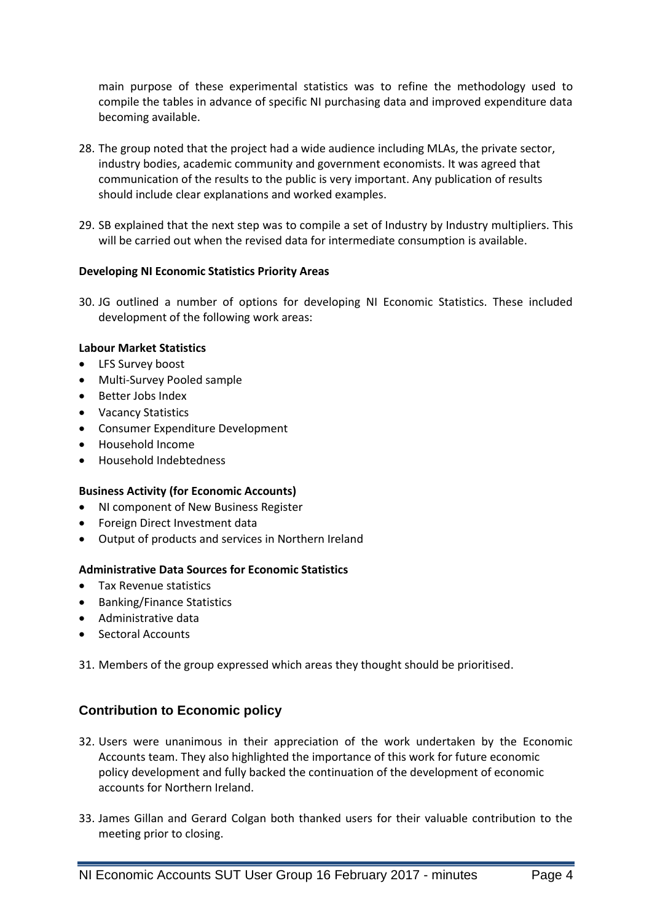main purpose of these experimental statistics was to refine the methodology used to compile the tables in advance of specific NI purchasing data and improved expenditure data becoming available.

28. The group noted that the project had a wide audience including MLAs, the private sector, industry bodies, academic community and government economists. It was agreed that communication of the results to the public is very important. Any publication of results should include clear explanations and worked examples.

29. SB explained that the next step was to compile a set of Industry by Industry multipliers. This will be carried out when the revised data for intermediate consumption is available.

**Developing NI Economic Statistics Priority Areas**

30. JG outlined a number of options for developing NI Economic Statistics. These included development of the following work areas:

**Labour Market Statistics**

- LFS Survey boost
- Multi-Survey Pooled sample
- Better Jobs Index
- Vacancy Statistics
- Consumer Expenditure Development
- Household Income
- Household Indebtedness

**Business Activity (for Economic Accounts)**

- NI component of New Business Register
- Foreign Direct Investment data
- Output of products and services in Northern Ireland

**Administrative Data Sources for Economic Statistics**

- Tax Revenue statistics
- Banking/Finance Statistics
- Administrative data
- Sectoral Accounts

31. Members of the group expressed which areas they thought should be prioritised.

## Contribution to Economic policy

32. Users were unanimous in their appreciation of the work undertaken by the Economic Accounts team. They also highlighted the importance of this work for future economic policy development and fully backed the continuation of the development of economic accounts for Northern Ireland.

33. James Gillan and Gerard Colgan both thanked users for their valuable contribution to the meeting prior to closing.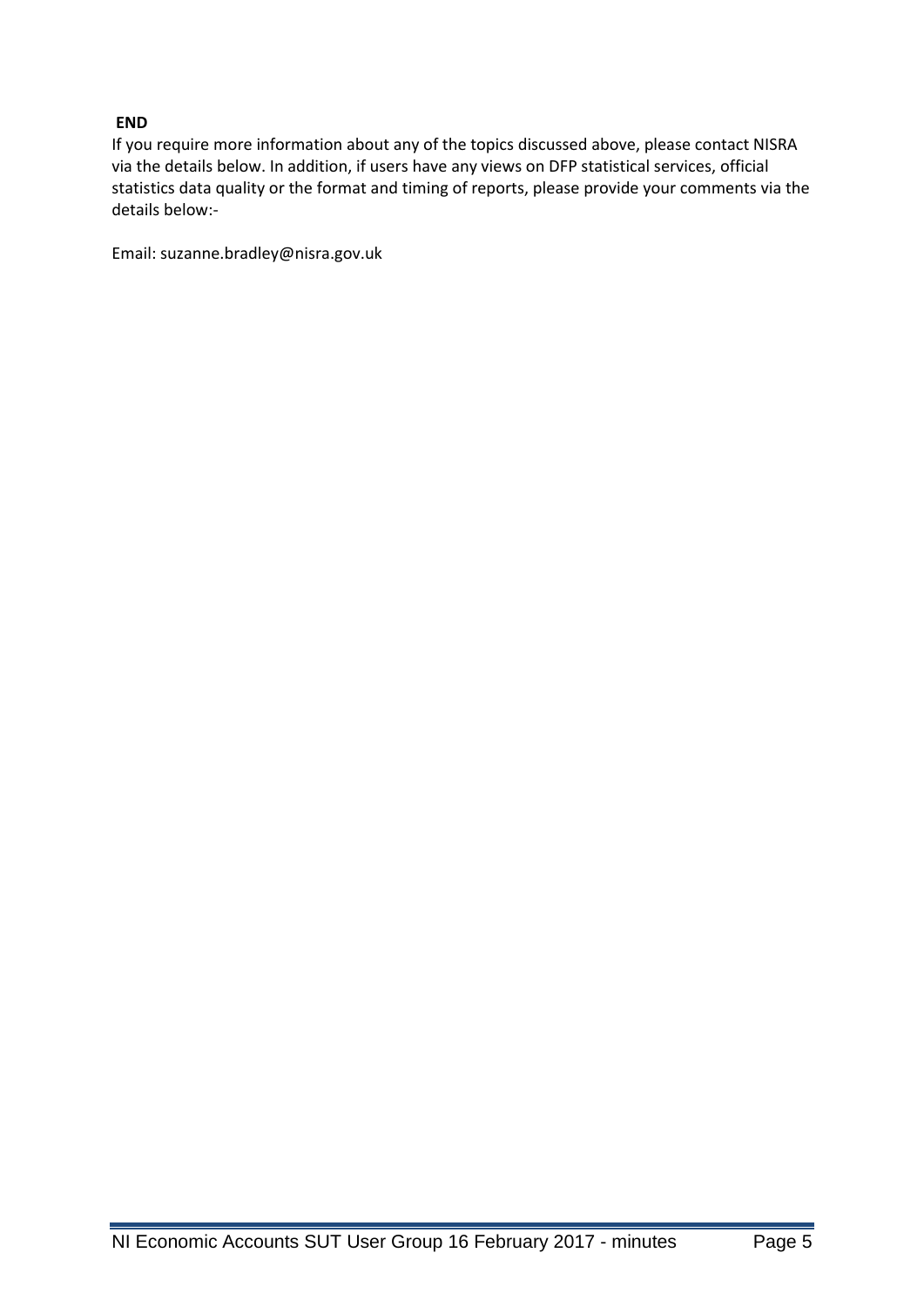**END**

If you require more information about any of the topics discussed above, please contact NISRA via the details below. In addition, if users have any views on DFP statistical services, official statistics data quality or the format and timing of reports, please provide your comments via the details below:-

Email: suzanne.bradley@nisra.gov.uk